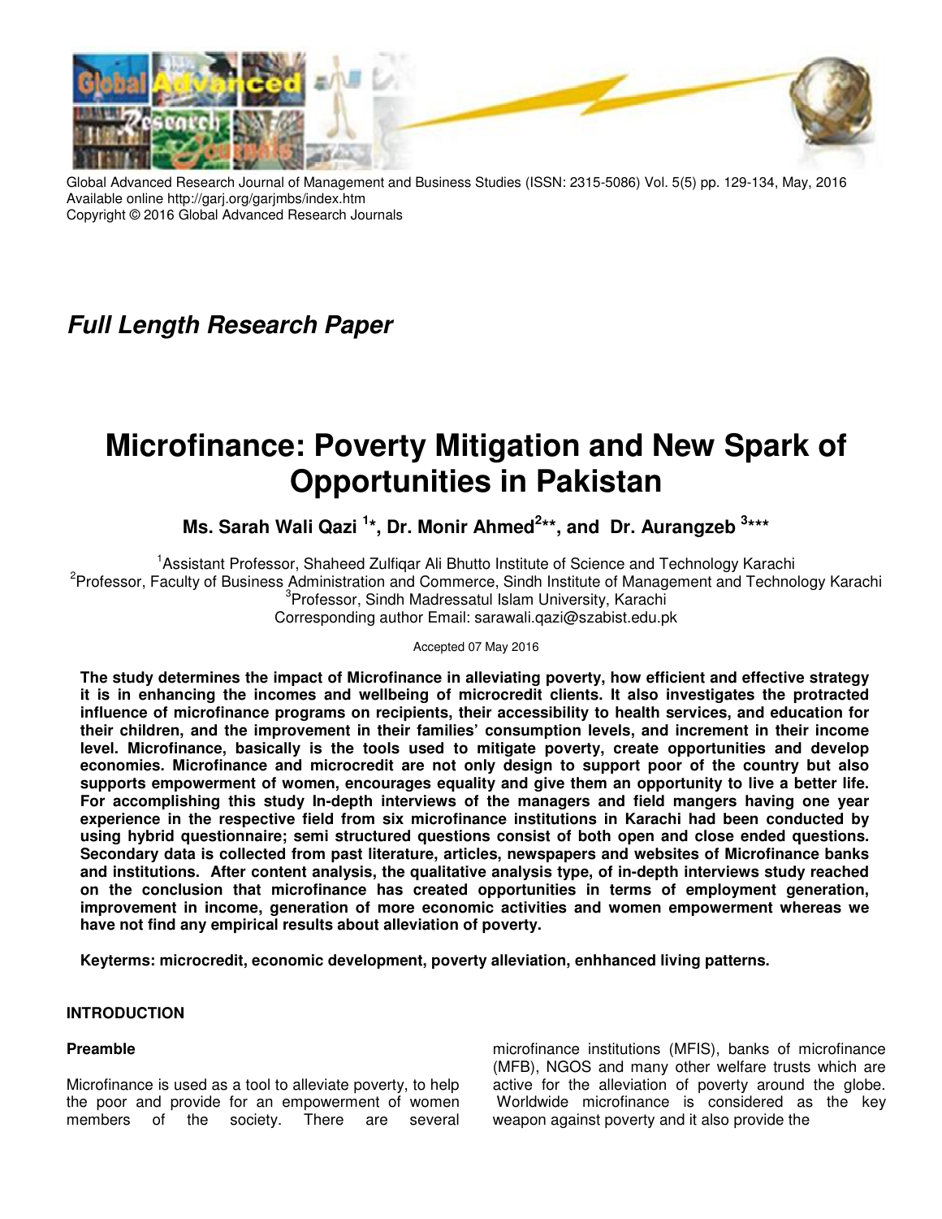Global Advanced Research Journal of Management and Business Studies (ISSN: 2315-5086) Vol. 5(5) pp. 129-134, May, 2016
Available online http://garj.org/garjmbs/index.htm
Copyright © 2016 Global Advanced Research Journals

*Full Length Research Paper*

# Microfinance: Poverty Mitigation and New Spark of Opportunities in Pakistan

**Ms. Sarah Wali Qazi [1]\*, Dr. Monir Ahmed[2]\*\*, and Dr. Aurangzeb [3]\*\*\***

[1]Assistant Professor, Shaheed Zulfiqar Ali Bhutto Institute of Science and Technology Karachi
[2]Professor, Faculty of Business Administration and Commerce, Sindh Institute of Management and Technology Karachi
[3]Professor, Sindh Madressatul Islam University, Karachi
Corresponding author Email: sarawali.qazi@szabist.edu.pk

Accepted 07 May 2016

**The study determines the impact of Microfinance in alleviating poverty, how efficient and effective strategy it is in enhancing the incomes and wellbeing of microcredit clients. It also investigates the protracted influence of microfinance programs on recipients, their accessibility to health services, and education for their children, and the improvement in their families' consumption levels, and increment in their income level. Microfinance, basically is the tools used to mitigate poverty, create opportunities and develop economies. Microfinance and microcredit are not only design to support poor of the country but also supports empowerment of women, encourages equality and give them an opportunity to live a better life. For accomplishing this study In-depth interviews of the managers and field mangers having one year experience in the respective field from six microfinance institutions in Karachi had been conducted by using hybrid questionnaire; semi structured questions consist of both open and close ended questions. Secondary data is collected from past literature, articles, newspapers and websites of Microfinance banks and institutions. After content analysis, the qualitative analysis type, of in-depth interviews study reached on the conclusion that microfinance has created opportunities in terms of employment generation, improvement in income, generation of more economic activities and women empowerment whereas we have not find any empirical results about alleviation of poverty.**

**Keyterms: microcredit, economic development, poverty alleviation, enhhanced living patterns.**

## INTRODUCTION

### Preamble

Microfinance is used as a tool to alleviate poverty, to help the poor and provide for an empowerment of women members of the society. There are several microfinance institutions (MFIS), banks of microfinance (MFB), NGOS and many other welfare trusts which are active for the alleviation of poverty around the globe. Worldwide microfinance is considered as the key weapon against poverty and it also provide the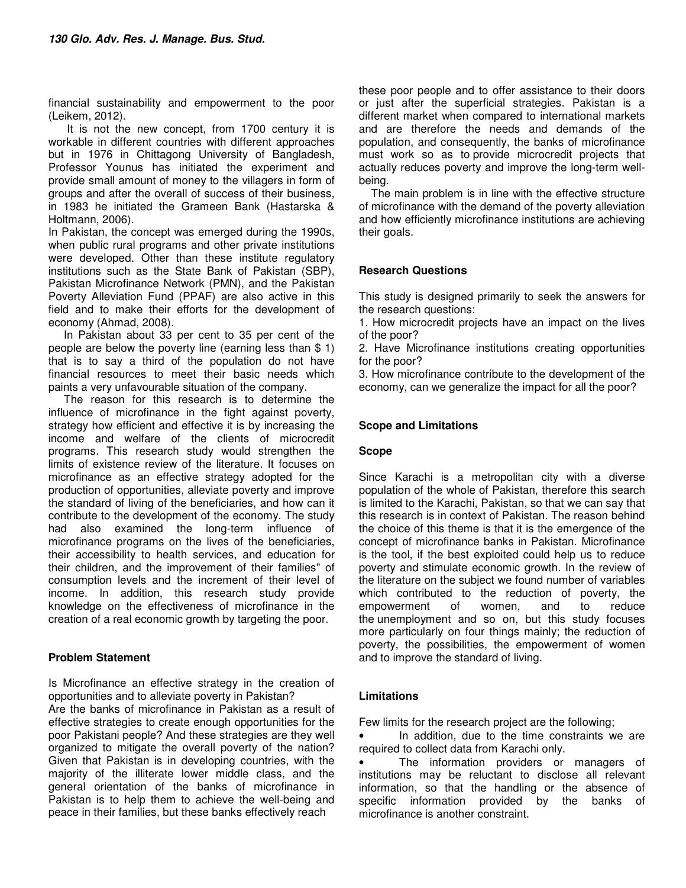financial sustainability and empowerment to the poor (Leikem, 2012).

It is not the new concept, from 1700 century it is workable in different countries with different approaches but in 1976 in Chittagong University of Bangladesh, Professor Younus has initiated the experiment and provide small amount of money to the villagers in form of groups and after the overall of success of their business, in 1983 he initiated the Grameen Bank (Hastarska & Holtmann, 2006).

In Pakistan, the concept was emerged during the 1990s, when public rural programs and other private institutions were developed. Other than these institute regulatory institutions such as the State Bank of Pakistan (SBP), Pakistan Microfinance Network (PMN), and the Pakistan Poverty Alleviation Fund (PPAF) are also active in this field and to make their efforts for the development of economy (Ahmad, 2008).

In Pakistan about 33 per cent to 35 per cent of the people are below the poverty line (earning less than $ 1) that is to say a third of the population do not have financial resources to meet their basic needs which paints a very unfavourable situation of the company.

The reason for this research is to determine the influence of microfinance in the fight against poverty, strategy how efficient and effective it is by increasing the income and welfare of the clients of microcredit programs. This research study would strengthen the limits of existence review of the literature. It focuses on microfinance as an effective strategy adopted for the production of opportunities, alleviate poverty and improve the standard of living of the beneficiaries, and how can it contribute to the development of the economy. The study had also examined the long-term influence of microfinance programs on the lives of the beneficiaries, their accessibility to health services, and education for their children, and the improvement of their families" of consumption levels and the increment of their level of income. In addition, this research study provide knowledge on the effectiveness of microfinance in the creation of a real economic growth by targeting the poor.

## Problem Statement

Is Microfinance an effective strategy in the creation of opportunities and to alleviate poverty in Pakistan?

Are the banks of microfinance in Pakistan as a result of effective strategies to create enough opportunities for the poor Pakistani people? And these strategies are they well organized to mitigate the overall poverty of the nation? Given that Pakistan is in developing countries, with the majority of the illiterate lower middle class, and the general orientation of the banks of microfinance in Pakistan is to help them to achieve the well-being and peace in their families, but these banks effectively reach these poor people and to offer assistance to their doors or just after the superficial strategies. Pakistan is a different market when compared to international markets and are therefore the needs and demands of the population, and consequently, the banks of microfinance must work so as to provide microcredit projects that actually reduces poverty and improve the long-term well-being.

The main problem is in line with the effective structure of microfinance with the demand of the poverty alleviation and how efficiently microfinance institutions are achieving their goals.

## Research Questions

This study is designed primarily to seek the answers for the research questions:

1. How microcredit projects have an impact on the lives of the poor?
2. Have Microfinance institutions creating opportunities for the poor?
3. How microfinance contribute to the development of the economy, can we generalize the impact for all the poor?

## Scope and Limitations

### Scope

Since Karachi is a metropolitan city with a diverse population of the whole of Pakistan, therefore this search is limited to the Karachi, Pakistan, so that we can say that this research is in context of Pakistan. The reason behind the choice of this theme is that it is the emergence of the concept of microfinance banks in Pakistan. Microfinance is the tool, if the best exploited could help us to reduce poverty and stimulate economic growth. In the review of the literature on the subject we found number of variables which contributed to the reduction of poverty, the empowerment of women, and to reduce the unemployment and so on, but this study focuses more particularly on four things mainly; the reduction of poverty, the possibilities, the empowerment of women and to improve the standard of living.

### Limitations

Few limits for the research project are the following;

- In addition, due to the time constraints we are required to collect data from Karachi only.
- The information providers or managers of institutions may be reluctant to disclose all relevant information, so that the handling or the absence of specific information provided by the banks of microfinance is another constraint.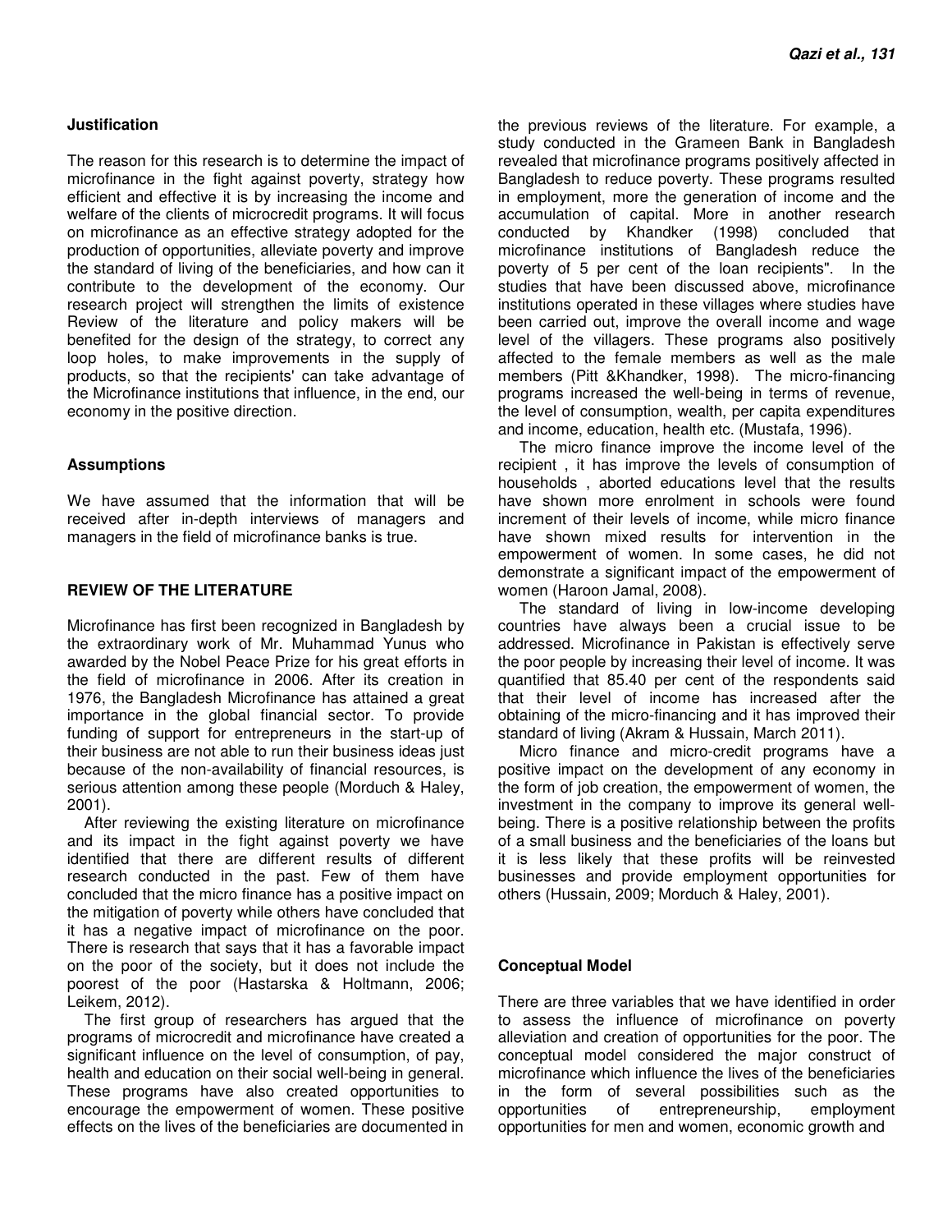### Justification

The reason for this research is to determine the impact of microfinance in the fight against poverty, strategy how efficient and effective it is by increasing the income and welfare of the clients of microcredit programs. It will focus on microfinance as an effective strategy adopted for the production of opportunities, alleviate poverty and improve the standard of living of the beneficiaries, and how can it contribute to the development of the economy. Our research project will strengthen the limits of existence Review of the literature and policy makers will be benefited for the design of the strategy, to correct any loop holes, to make improvements in the supply of products, so that the recipients' can take advantage of the Microfinance institutions that influence, in the end, our economy in the positive direction.

### Assumptions

We have assumed that the information that will be received after in-depth interviews of managers and managers in the field of microfinance banks is true.

## REVIEW OF THE LITERATURE

Microfinance has first been recognized in Bangladesh by the extraordinary work of Mr. Muhammad Yunus who awarded by the Nobel Peace Prize for his great efforts in the field of microfinance in 2006. After its creation in 1976, the Bangladesh Microfinance has attained a great importance in the global financial sector. To provide funding of support for entrepreneurs in the start-up of their business are not able to run their business ideas just because of the non-availability of financial resources, is serious attention among these people (Morduch & Haley, 2001).

After reviewing the existing literature on microfinance and its impact in the fight against poverty we have identified that there are different results of different research conducted in the past. Few of them have concluded that the micro finance has a positive impact on the mitigation of poverty while others have concluded that it has a negative impact of microfinance on the poor. There is research that says that it has a favorable impact on the poor of the society, but it does not include the poorest of the poor (Hastarska & Holtmann, 2006; Leikem, 2012).

The first group of researchers has argued that the programs of microcredit and microfinance have created a significant influence on the level of consumption, of pay, health and education on their social well-being in general. These programs have also created opportunities to encourage the empowerment of women. These positive effects on the lives of the beneficiaries are documented in the previous reviews of the literature. For example, a study conducted in the Grameen Bank in Bangladesh revealed that microfinance programs positively affected in Bangladesh to reduce poverty. These programs resulted in employment, more the generation of income and the accumulation of capital. More in another research conducted by Khandker (1998) concluded that microfinance institutions of Bangladesh reduce the poverty of 5 per cent of the loan recipients". In the studies that have been discussed above, microfinance institutions operated in these villages where studies have been carried out, improve the overall income and wage level of the villagers. These programs also positively affected to the female members as well as the male members (Pitt &Khandker, 1998). The micro-financing programs increased the well-being in terms of revenue, the level of consumption, wealth, per capita expenditures and income, education, health etc. (Mustafa, 1996).

The micro finance improve the income level of the recipient , it has improve the levels of consumption of households , aborted educations level that the results have shown more enrolment in schools were found increment of their levels of income, while micro finance have shown mixed results for intervention in the empowerment of women. In some cases, he did not demonstrate a significant impact of the empowerment of women (Haroon Jamal, 2008).

The standard of living in low-income developing countries have always been a crucial issue to be addressed. Microfinance in Pakistan is effectively serve the poor people by increasing their level of income. It was quantified that 85.40 per cent of the respondents said that their level of income has increased after the obtaining of the micro-financing and it has improved their standard of living (Akram & Hussain, March 2011).

Micro finance and micro-credit programs have a positive impact on the development of any economy in the form of job creation, the empowerment of women, the investment in the company to improve its general well-being. There is a positive relationship between the profits of a small business and the beneficiaries of the loans but it is less likely that these profits will be reinvested businesses and provide employment opportunities for others (Hussain, 2009; Morduch & Haley, 2001).

### Conceptual Model

There are three variables that we have identified in order to assess the influence of microfinance on poverty alleviation and creation of opportunities for the poor. The conceptual model considered the major construct of microfinance which influence the lives of the beneficiaries in the form of several possibilities such as the opportunities of entrepreneurship, employment opportunities for men and women, economic growth and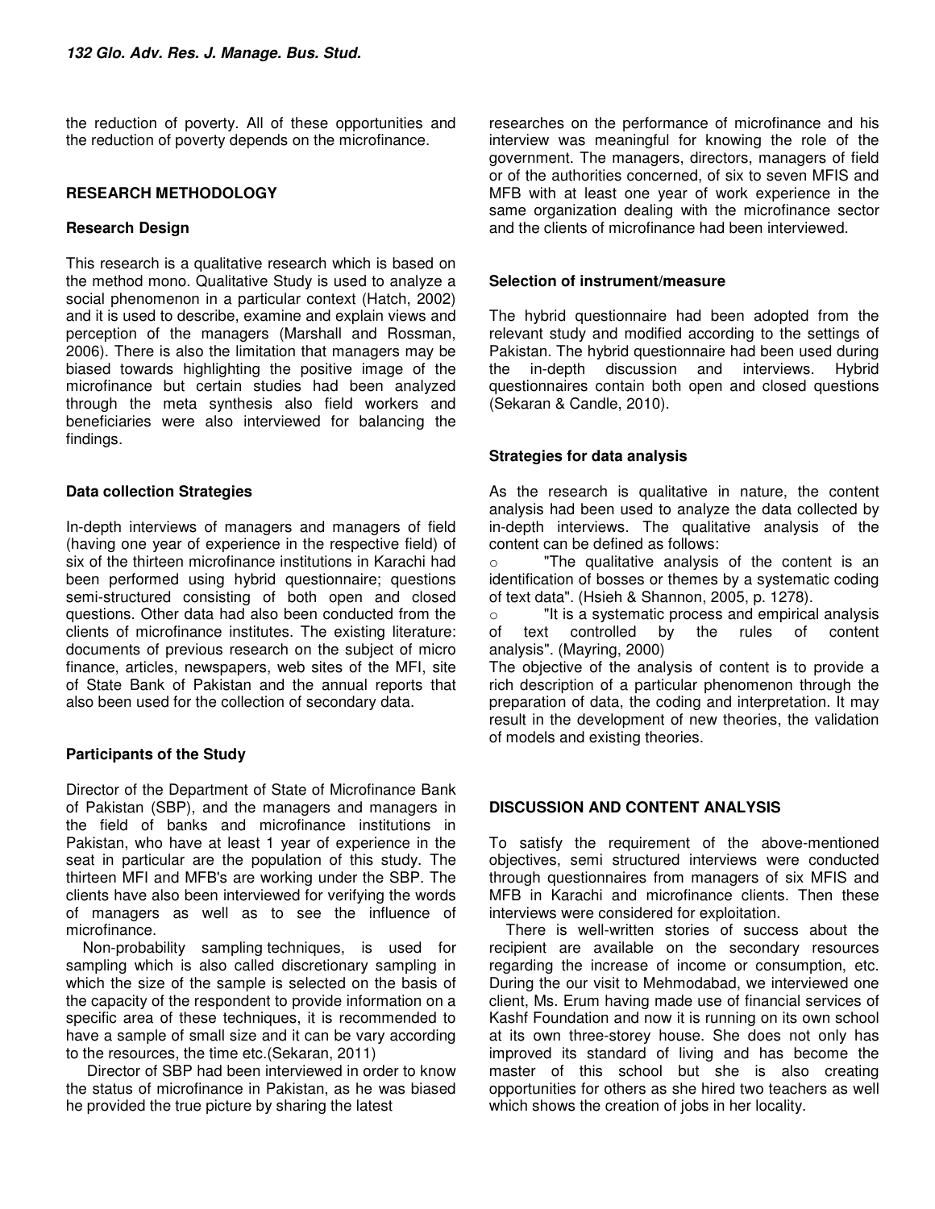the reduction of poverty. All of these opportunities and the reduction of poverty depends on the microfinance.

## RESEARCH METHODOLOGY

### Research Design

This research is a qualitative research which is based on the method mono. Qualitative Study is used to analyze a social phenomenon in a particular context (Hatch, 2002) and it is used to describe, examine and explain views and perception of the managers (Marshall and Rossman, 2006). There is also the limitation that managers may be biased towards highlighting the positive image of the microfinance but certain studies had been analyzed through the meta synthesis also field workers and beneficiaries were also interviewed for balancing the findings.

### Data collection Strategies

In-depth interviews of managers and managers of field (having one year of experience in the respective field) of six of the thirteen microfinance institutions in Karachi had been performed using hybrid questionnaire; questions semi-structured consisting of both open and closed questions. Other data had also been conducted from the clients of microfinance institutes. The existing literature: documents of previous research on the subject of micro finance, articles, newspapers, web sites of the MFI, site of State Bank of Pakistan and the annual reports that also been used for the collection of secondary data.

### Participants of the Study

Director of the Department of State of Microfinance Bank of Pakistan (SBP), and the managers and managers in the field of banks and microfinance institutions in Pakistan, who have at least 1 year of experience in the seat in particular are the population of this study. The thirteen MFI and MFB's are working under the SBP. The clients have also been interviewed for verifying the words of managers as well as to see the influence of microfinance.

Non-probability sampling techniques, is used for sampling which is also called discretionary sampling in which the size of the sample is selected on the basis of the capacity of the respondent to provide information on a specific area of these techniques, it is recommended to have a sample of small size and it can be vary according to the resources, the time etc.(Sekaran, 2011)

Director of SBP had been interviewed in order to know the status of microfinance in Pakistan, as he was biased he provided the true picture by sharing the latest researches on the performance of microfinance and his interview was meaningful for knowing the role of the government. The managers, directors, managers of field or of the authorities concerned, of six to seven MFIS and MFB with at least one year of work experience in the same organization dealing with the microfinance sector and the clients of microfinance had been interviewed.

### Selection of instrument/measure

The hybrid questionnaire had been adopted from the relevant study and modified according to the settings of Pakistan. The hybrid questionnaire had been used during the in-depth discussion and interviews. Hybrid questionnaires contain both open and closed questions (Sekaran & Candle, 2010).

### Strategies for data analysis

As the research is qualitative in nature, the content analysis had been used to analyze the data collected by in-depth interviews. The qualitative analysis of the content can be defined as follows:

- "The qualitative analysis of the content is an identification of bosses or themes by a systematic coding of text data". (Hsieh & Shannon, 2005, p. 1278).
- "It is a systematic process and empirical analysis of text controlled by the rules of content analysis". (Mayring, 2000)

The objective of the analysis of content is to provide a rich description of a particular phenomenon through the preparation of data, the coding and interpretation. It may result in the development of new theories, the validation of models and existing theories.

## DISCUSSION AND CONTENT ANALYSIS

To satisfy the requirement of the above-mentioned objectives, semi structured interviews were conducted through questionnaires from managers of six MFIS and MFB in Karachi and microfinance clients. Then these interviews were considered for exploitation.

There is well-written stories of success about the recipient are available on the secondary resources regarding the increase of income or consumption, etc. During the our visit to Mehmodabad, we interviewed one client, Ms. Erum having made use of financial services of Kashf Foundation and now it is running on its own school at its own three-storey house. She does not only has improved its standard of living and has become the master of this school but she is also creating opportunities for others as she hired two teachers as well which shows the creation of jobs in her locality.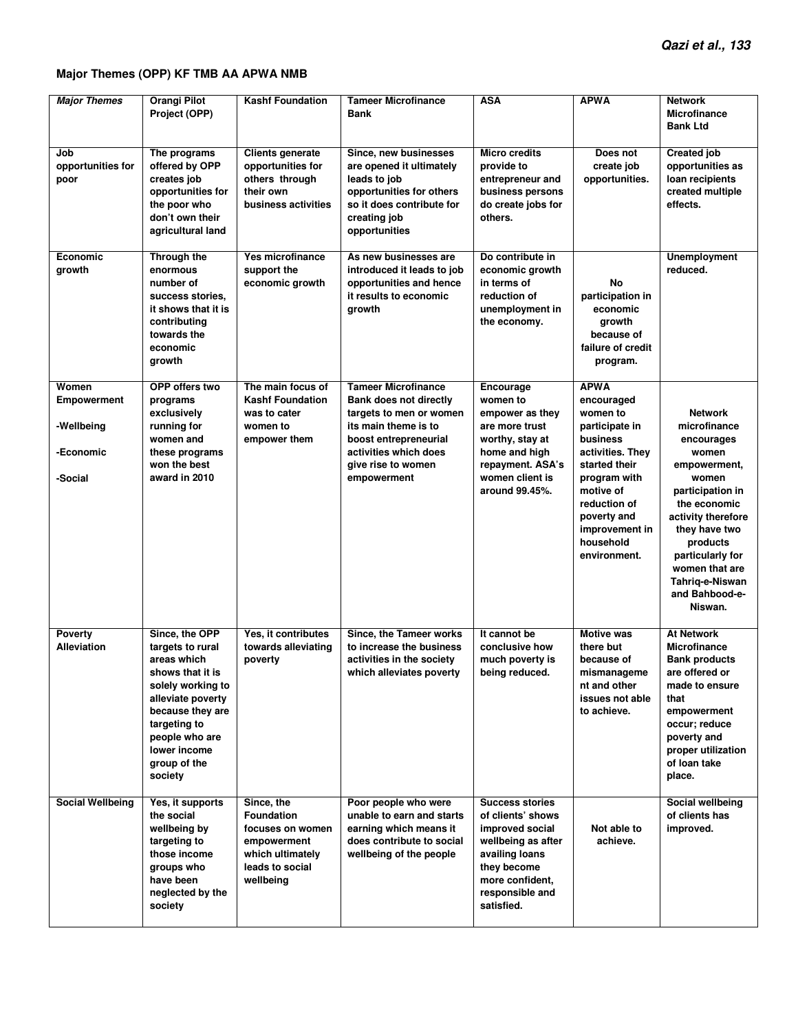**Major Themes (OPP) KF TMB AA APWA NMB**

| *Major Themes* | Orangi Pilot Project (OPP) | Kashf Foundation | Tameer Microfinance Bank | ASA | APWA | Network Microfinance Bank Ltd |
|---|---|---|---|---|---|---|
| **Job opportunities for poor** | **The programs offered by OPP creates job opportunities for the poor who don't own their agricultural land** | **Clients generate opportunities for others through their own business activities** | **Since, new businesses are opened it ultimately leads to job opportunities for others so it does contribute for creating job opportunities** | **Micro credits provide to entrepreneur and business persons do create jobs for others.** | **Does not create job opportunities.** | **Created job opportunities as loan recipients created multiple effects.** |
| **Economic growth** | **Through the enormous number of success stories, it shows that it is contributing towards the economic growth** | **Yes microfinance support the economic growth** | **As new businesses are introduced it leads to job opportunities and hence it results to economic growth** | **Do contribute in economic growth in terms of reduction of unemployment in the economy.** | **No participation in economic growth because of failure of credit program.** | **Unemployment reduced.** |
| **Women Empowerment<br>-Wellbeing<br>-Economic<br>-Social** | **OPP offers two programs exclusively running for women and these programs won the best award in 2010** | **The main focus of Kashf Foundation was to cater women to empower them** | **Tameer Microfinance Bank does not directly targets to men or women its main theme is to boost entrepreneurial activities which does give rise to women empowerment** | **Encourage women to empower as they are more trust worthy, stay at home and high repayment. ASA's women client is around 99.45%.** | **APWA encouraged women to participate in business activities. They started their program with motive of reduction of poverty and improvement in household environment.** | **Network microfinance encourages women empowerment, women participation in the economic activity therefore they have two products particularly for women that are Tahriq-e-Niswan and Bahbood-e-Niswan.** |
| **Poverty Alleviation** | **Since, the OPP targets to rural areas which shows that it is solely working to alleviate poverty because they are targeting to people who are lower income group of the society** | **Yes, it contributes towards alleviating poverty** | **Since, the Tameer works to increase the business activities in the society which alleviates poverty** | **It cannot be conclusive how much poverty is being reduced.** | **Motive was there but because of mismanagement and other issues not able to achieve.** | **At Network Microfinance Bank products are offered or made to ensure that empowerment occur; reduce poverty and proper utilization of loan take place.** |
| **Social Wellbeing** | **Yes, it supports the social wellbeing by targeting to those income groups who have been neglected by the society** | **Since, the Foundation focuses on women empowerment which ultimately leads to social wellbeing** | **Poor people who were unable to earn and starts earning which means it does contribute to social wellbeing of the people** | **Success stories of clients' shows improved social wellbeing as after availing loans they become more confident, responsible and satisfied.** | **Not able to achieve.** | **Social wellbeing of clients has improved.** |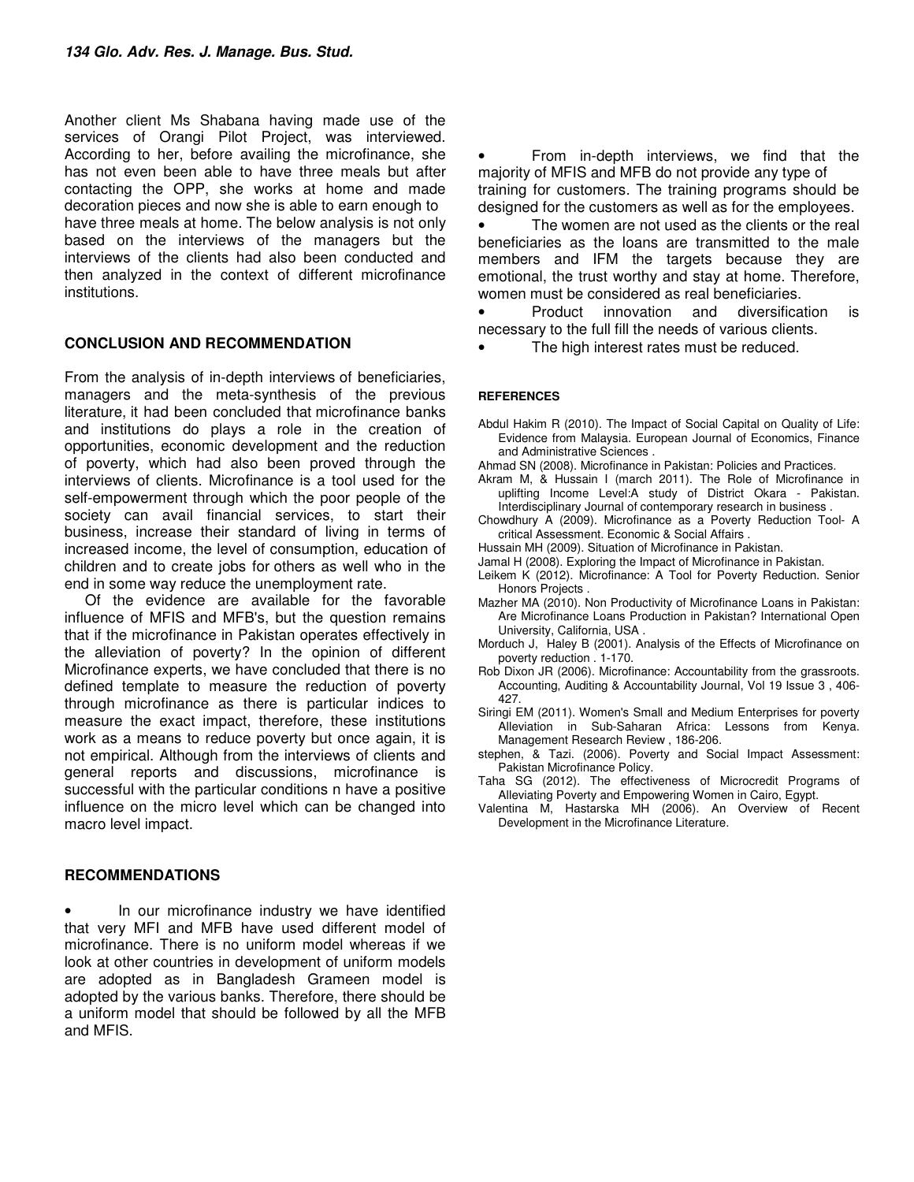Another client Ms Shabana having made use of the services of Orangi Pilot Project, was interviewed. According to her, before availing the microfinance, she has not even been able to have three meals but after contacting the OPP, she works at home and made decoration pieces and now she is able to earn enough to have three meals at home. The below analysis is not only based on the interviews of the managers but the interviews of the clients had also been conducted and then analyzed in the context of different microfinance institutions.

## CONCLUSION AND RECOMMENDATION

From the analysis of in-depth interviews of beneficiaries, managers and the meta-synthesis of the previous literature, it had been concluded that microfinance banks and institutions do plays a role in the creation of opportunities, economic development and the reduction of poverty, which had also been proved through the interviews of clients. Microfinance is a tool used for the self-empowerment through which the poor people of the society can avail financial services, to start their business, increase their standard of living in terms of increased income, the level of consumption, education of children and to create jobs for others as well who in the end in some way reduce the unemployment rate.

Of the evidence are available for the favorable influence of MFIS and MFB's, but the question remains that if the microfinance in Pakistan operates effectively in the alleviation of poverty? In the opinion of different Microfinance experts, we have concluded that there is no defined template to measure the reduction of poverty through microfinance as there is particular indices to measure the exact impact, therefore, these institutions work as a means to reduce poverty but once again, it is not empirical. Although from the interviews of clients and general reports and discussions, microfinance is successful with the particular conditions n have a positive influence on the micro level which can be changed into macro level impact.

## RECOMMENDATIONS

- In our microfinance industry we have identified that very MFI and MFB have used different model of microfinance. There is no uniform model whereas if we look at other countries in development of uniform models are adopted as in Bangladesh Grameen model is adopted by the various banks. Therefore, there should be a uniform model that should be followed by all the MFB and MFIS.
- From in-depth interviews, we find that the majority of MFIS and MFB do not provide any type of training for customers. The training programs should be designed for the customers as well as for the employees.
- The women are not used as the clients or the real beneficiaries as the loans are transmitted to the male members and IFM the targets because they are emotional, the trust worthy and stay at home. Therefore, women must be considered as real beneficiaries.
- Product innovation and diversification is necessary to the full fill the needs of various clients.
- The high interest rates must be reduced.

### REFERENCES

Abdul Hakim R (2010). The Impact of Social Capital on Quality of Life: Evidence from Malaysia. European Journal of Economics, Finance and Administrative Sciences .

Ahmad SN (2008). Microfinance in Pakistan: Policies and Practices.

Akram M, & Hussain I (march 2011). The Role of Microfinance in uplifting Income Level:A study of District Okara - Pakistan. Interdisciplinary Journal of contemporary research in business .

Chowdhury A (2009). Microfinance as a Poverty Reduction Tool- A critical Assessment. Economic & Social Affairs .

Hussain MH (2009). Situation of Microfinance in Pakistan.

Jamal H (2008). Exploring the Impact of Microfinance in Pakistan.

Leikem K (2012). Microfinance: A Tool for Poverty Reduction. Senior Honors Projects .

Mazher MA (2010). Non Productivity of Microfinance Loans in Pakistan: Are Microfinance Loans Production in Pakistan? International Open University, California, USA .

Morduch J, Haley B (2001). Analysis of the Effects of Microfinance on poverty reduction . 1-170.

Rob Dixon JR (2006). Microfinance: Accountability from the grassroots. Accounting, Auditing & Accountability Journal, Vol 19 Issue 3 , 406-427.

Siringi EM (2011). Women's Small and Medium Enterprises for poverty Alleviation in Sub-Saharan Africa: Lessons from Kenya. Management Research Review , 186-206.

stephen, & Tazi. (2006). Poverty and Social Impact Assessment: Pakistan Microfinance Policy.

Taha SG (2012). The effectiveness of Microcredit Programs of Alleviating Poverty and Empowering Women in Cairo, Egypt.

Valentina M, Hastarska MH (2006). An Overview of Recent Development in the Microfinance Literature.